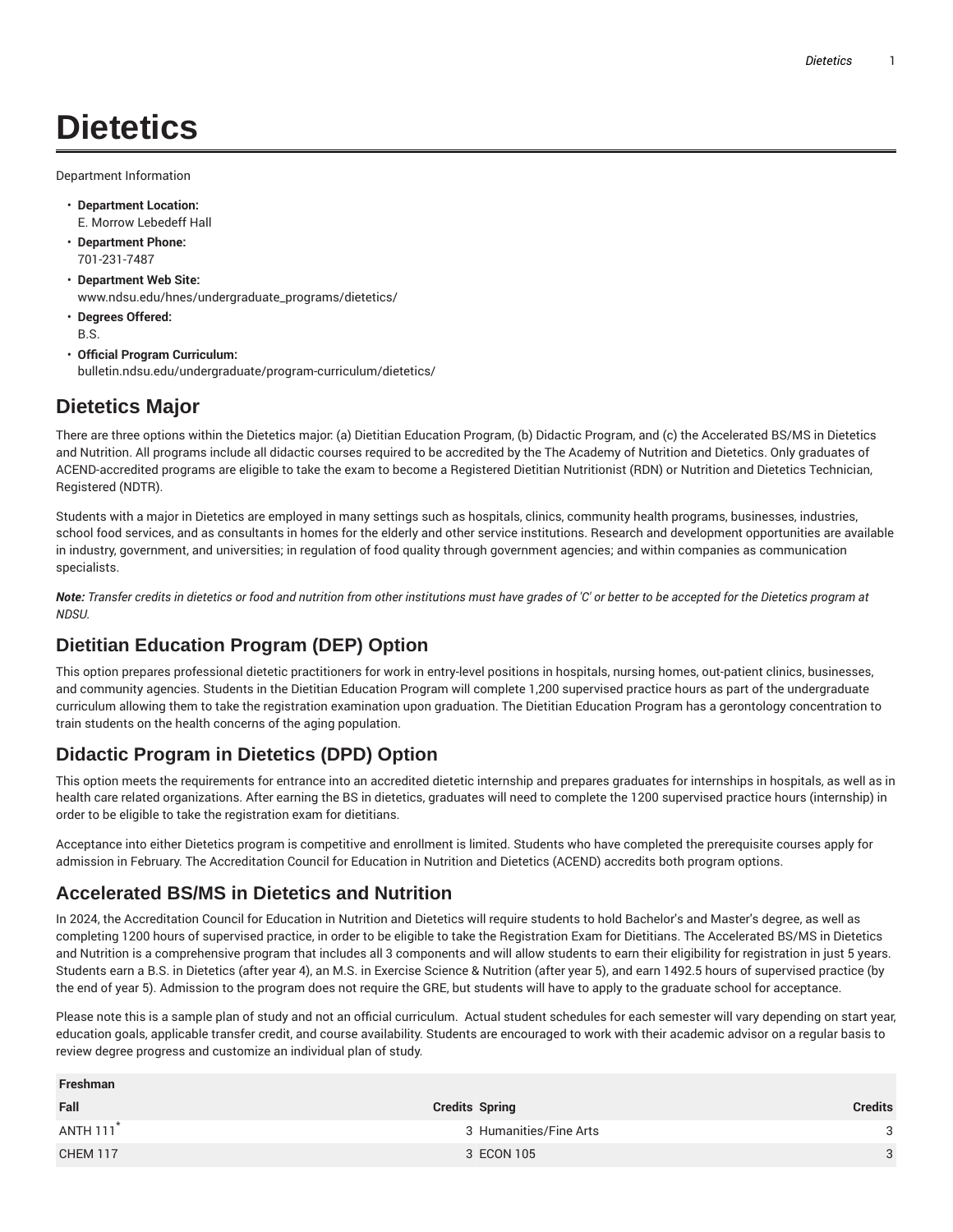# Dietetics

Department Information

- **Department Location:**
  E. Morrow Lebedeff Hall
- **Department Phone:**
  701-231-7487
- **Department Web Site:**
  www.ndsu.edu/hnes/undergraduate_programs/dietetics/
- **Degrees Offered:**
  B.S.
- **Official Program Curriculum:**
  bulletin.ndsu.edu/undergraduate/program-curriculum/dietetics/

## Dietetics Major

There are three options within the Dietetics major: (a) Dietitian Education Program, (b) Didactic Program, and (c) the Accelerated BS/MS in Dietetics and Nutrition. All programs include all didactic courses required to be accredited by the The Academy of Nutrition and Dietetics. Only graduates of ACEND-accredited programs are eligible to take the exam to become a Registered Dietitian Nutritionist (RDN) or Nutrition and Dietetics Technician, Registered (NDTR).

Students with a major in Dietetics are employed in many settings such as hospitals, clinics, community health programs, businesses, industries, school food services, and as consultants in homes for the elderly and other service institutions. Research and development opportunities are available in industry, government, and universities; in regulation of food quality through government agencies; and within companies as communication specialists.

***Note:*** *Transfer credits in dietetics or food and nutrition from other institutions must have grades of 'C' or better to be accepted for the Dietetics program at NDSU.*

## Dietitian Education Program (DEP) Option

This option prepares professional dietetic practitioners for work in entry-level positions in hospitals, nursing homes, out-patient clinics, businesses, and community agencies. Students in the Dietitian Education Program will complete 1,200 supervised practice hours as part of the undergraduate curriculum allowing them to take the registration examination upon graduation. The Dietitian Education Program has a gerontology concentration to train students on the health concerns of the aging population.

## Didactic Program in Dietetics (DPD) Option

This option meets the requirements for entrance into an accredited dietetic internship and prepares graduates for internships in hospitals, as well as in health care related organizations. After earning the BS in dietetics, graduates will need to complete the 1200 supervised practice hours (internship) in order to be eligible to take the registration exam for dietitians.

Acceptance into either Dietetics program is competitive and enrollment is limited. Students who have completed the prerequisite courses apply for admission in February. The Accreditation Council for Education in Nutrition and Dietetics (ACEND) accredits both program options.

## Accelerated BS/MS in Dietetics and Nutrition

In 2024, the Accreditation Council for Education in Nutrition and Dietetics will require students to hold Bachelor's and Master's degree, as well as completing 1200 hours of supervised practice, in order to be eligible to take the Registration Exam for Dietitians. The Accelerated BS/MS in Dietetics and Nutrition is a comprehensive program that includes all 3 components and will allow students to earn their eligibility for registration in just 5 years. Students earn a B.S. in Dietetics (after year 4), an M.S. in Exercise Science & Nutrition (after year 5), and earn 1492.5 hours of supervised practice (by the end of year 5). Admission to the program does not require the GRE, but students will have to apply to the graduate school for acceptance.

Please note this is a sample plan of study and not an official curriculum. Actual student schedules for each semester will vary depending on start year, education goals, applicable transfer credit, and course availability. Students are encouraged to work with their academic advisor on a regular basis to review degree progress and customize an individual plan of study.

| **Freshman** | | | |
|---|---|---|---|
| **Fall** | **Credits** | **Spring** | **Credits** |
| ANTH 111* | 3 | Humanities/Fine Arts | 3 |
| CHEM 117 | 3 | ECON 105 | 3 |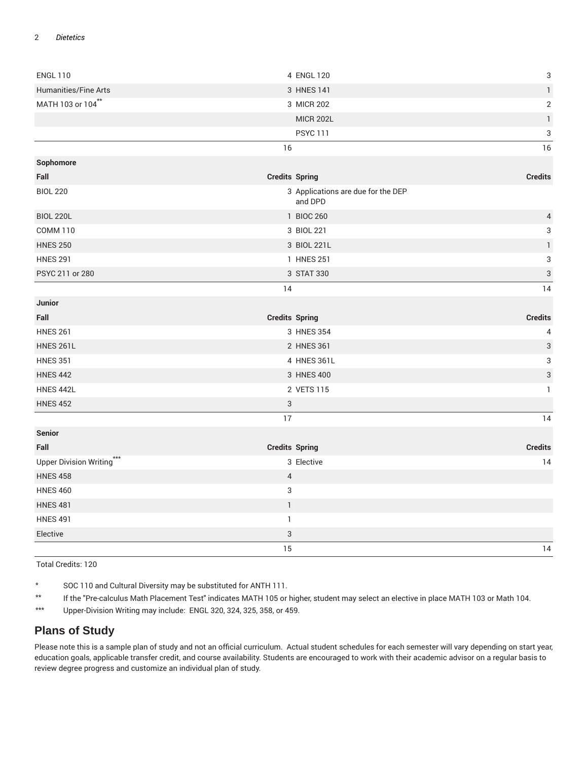| | | | |
|---|---|---|---|
| ENGL 110 | 4 | ENGL 120 | 3 |
| Humanities/Fine Arts | 3 | HNES 141 | 1 |
| MATH 103 or 104** | 3 | MICR 202 | 2 |
| | | MICR 202L | 1 |
| | | PSYC 111 | 3 |
| | 16 | | 16 |
| **Sophomore** | | | |
| **Fall** | **Credits** | **Spring** | **Credits** |
| BIOL 220 | 3 | Applications are due for the DEP and DPD | |
| BIOL 220L | 1 | BIOC 260 | 4 |
| COMM 110 | 3 | BIOL 221 | 3 |
| HNES 250 | 3 | BIOL 221L | 1 |
| HNES 291 | 1 | HNES 251 | 3 |
| PSYC 211 or 280 | 3 | STAT 330 | 3 |
| | 14 | | 14 |
| **Junior** | | | |
| **Fall** | **Credits** | **Spring** | **Credits** |
| HNES 261 | 3 | HNES 354 | 4 |
| HNES 261L | 2 | HNES 361 | 3 |
| HNES 351 | 4 | HNES 361L | 3 |
| HNES 442 | 3 | HNES 400 | 3 |
| HNES 442L | 2 | VETS 115 | 1 |
| HNES 452 | 3 | | |
| | 17 | | 14 |
| **Senior** | | | |
| **Fall** | **Credits** | **Spring** | **Credits** |
| Upper Division Writing*** | 3 | Elective | 14 |
| HNES 458 | 4 | | |
| HNES 460 | 3 | | |
| HNES 481 | 1 | | |
| HNES 491 | 1 | | |
| Elective | 3 | | |
| | 15 | | 14 |

Total Credits: 120

\* SOC 110 and Cultural Diversity may be substituted for ANTH 111.

** If the "Pre-calculus Math Placement Test" indicates MATH 105 or higher, student may select an elective in place MATH 103 or Math 104.

*** Upper-Division Writing may include: ENGL 320, 324, 325, 358, or 459.

## Plans of Study

Please note this is a sample plan of study and not an official curriculum. Actual student schedules for each semester will vary depending on start year, education goals, applicable transfer credit, and course availability. Students are encouraged to work with their academic advisor on a regular basis to review degree progress and customize an individual plan of study.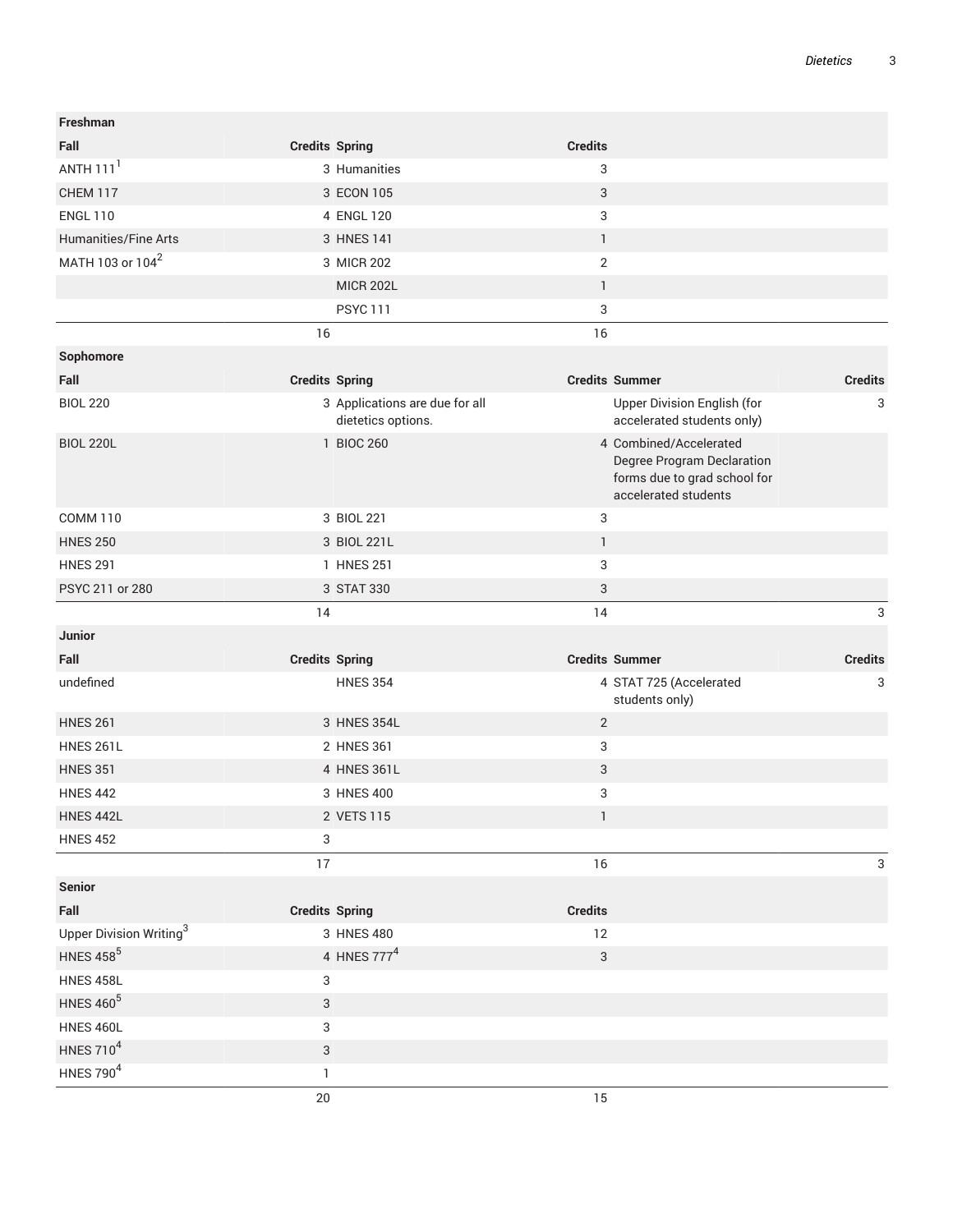| Freshman | | | | | |
|---|---|---|---|---|---|
| **Fall** | **Credits** | **Spring** | **Credits** | | |
| ANTH 111[1] | 3 | Humanities | 3 | | |
| CHEM 117 | 3 | ECON 105 | 3 | | |
| ENGL 110 | 4 | ENGL 120 | 3 | | |
| Humanities/Fine Arts | 3 | HNES 141 | 1 | | |
| MATH 103 or 104[2] | 3 | MICR 202 | 2 | | |
| | | MICR 202L | 1 | | |
| | | PSYC 111 | 3 | | |
| | 16 | | 16 | | |
| **Sophomore** | | | | | |
| **Fall** | **Credits** | **Spring** | **Credits** | **Summer** | **Credits** |
| BIOL 220 | 3 | Applications are due for all dietetics options. | | Upper Division English (for accelerated students only) | 3 |
| BIOL 220L | 1 | BIOC 260 | 4 | Combined/Accelerated Degree Program Declaration forms due to grad school for accelerated students | |
| COMM 110 | 3 | BIOL 221 | 3 | | |
| HNES 250 | 3 | BIOL 221L | 1 | | |
| HNES 291 | 1 | HNES 251 | 3 | | |
| PSYC 211 or 280 | 3 | STAT 330 | 3 | | |
| | 14 | | 14 | | 3 |
| **Junior** | | | | | |
| **Fall** | **Credits** | **Spring** | **Credits** | **Summer** | **Credits** |
| undefined | | HNES 354 | 4 | STAT 725 (Accelerated students only) | 3 |
| HNES 261 | 3 | HNES 354L | 2 | | |
| HNES 261L | 2 | HNES 361 | 3 | | |
| HNES 351 | 4 | HNES 361L | 3 | | |
| HNES 442 | 3 | HNES 400 | 3 | | |
| HNES 442L | 2 | VETS 115 | 1 | | |
| HNES 452 | 3 | | | | |
| | 17 | | 16 | | 3 |
| **Senior** | | | | | |
| **Fall** | **Credits** | **Spring** | **Credits** | | |
| Upper Division Writing[3] | 3 | HNES 480 | 12 | | |
| HNES 458[5] | 4 | HNES 777[4] | 3 | | |
| HNES 458L | 3 | | | | |
| HNES 460[5] | 3 | | | | |
| HNES 460L | 3 | | | | |
| HNES 710[4] | 3 | | | | |
| HNES 790[4] | 1 | | | | |
| | 20 | | 15 | | |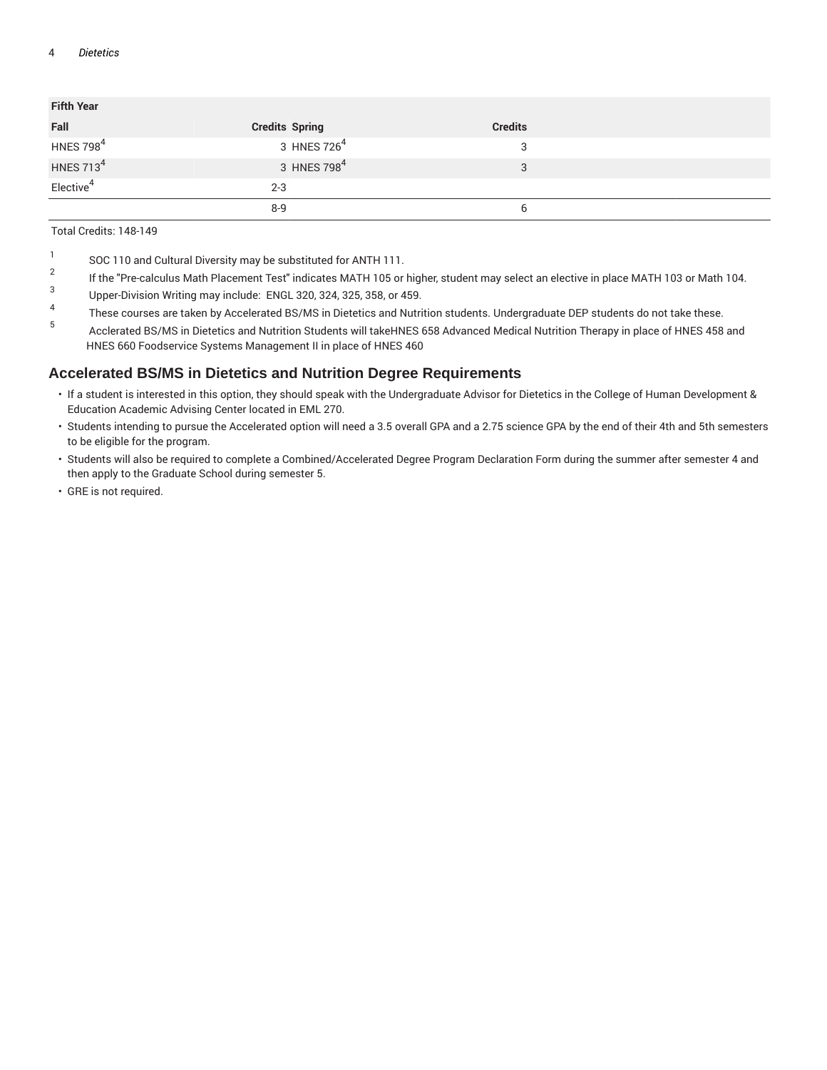| Fifth Year | | | |
|---|---|---|---|
| Fall | Credits | Spring | Credits |
| HNES 798[4] | 3 | HNES 726[4] | 3 |
| HNES 713[4] | 3 | HNES 798[4] | 3 |
| Elective[4] | 2-3 | | |
| | 8-9 | | 6 |

Total Credits: 148-149

1. SOC 110 and Cultural Diversity may be substituted for ANTH 111.
2. If the "Pre-calculus Math Placement Test" indicates MATH 105 or higher, student may select an elective in place MATH 103 or Math 104.
3. Upper-Division Writing may include: ENGL 320, 324, 325, 358, or 459.
4. These courses are taken by Accelerated BS/MS in Dietetics and Nutrition students. Undergraduate DEP students do not take these.
5. Acclerated BS/MS in Dietetics and Nutrition Students will takeHNES 658 Advanced Medical Nutrition Therapy in place of HNES 458 and HNES 660 Foodservice Systems Management II in place of HNES 460

## Accelerated BS/MS in Dietetics and Nutrition Degree Requirements

- If a student is interested in this option, they should speak with the Undergraduate Advisor for Dietetics in the College of Human Development & Education Academic Advising Center located in EML 270.
- Students intending to pursue the Accelerated option will need a 3.5 overall GPA and a 2.75 science GPA by the end of their 4th and 5th semesters to be eligible for the program.
- Students will also be required to complete a Combined/Accelerated Degree Program Declaration Form during the summer after semester 4 and then apply to the Graduate School during semester 5.
- GRE is not required.